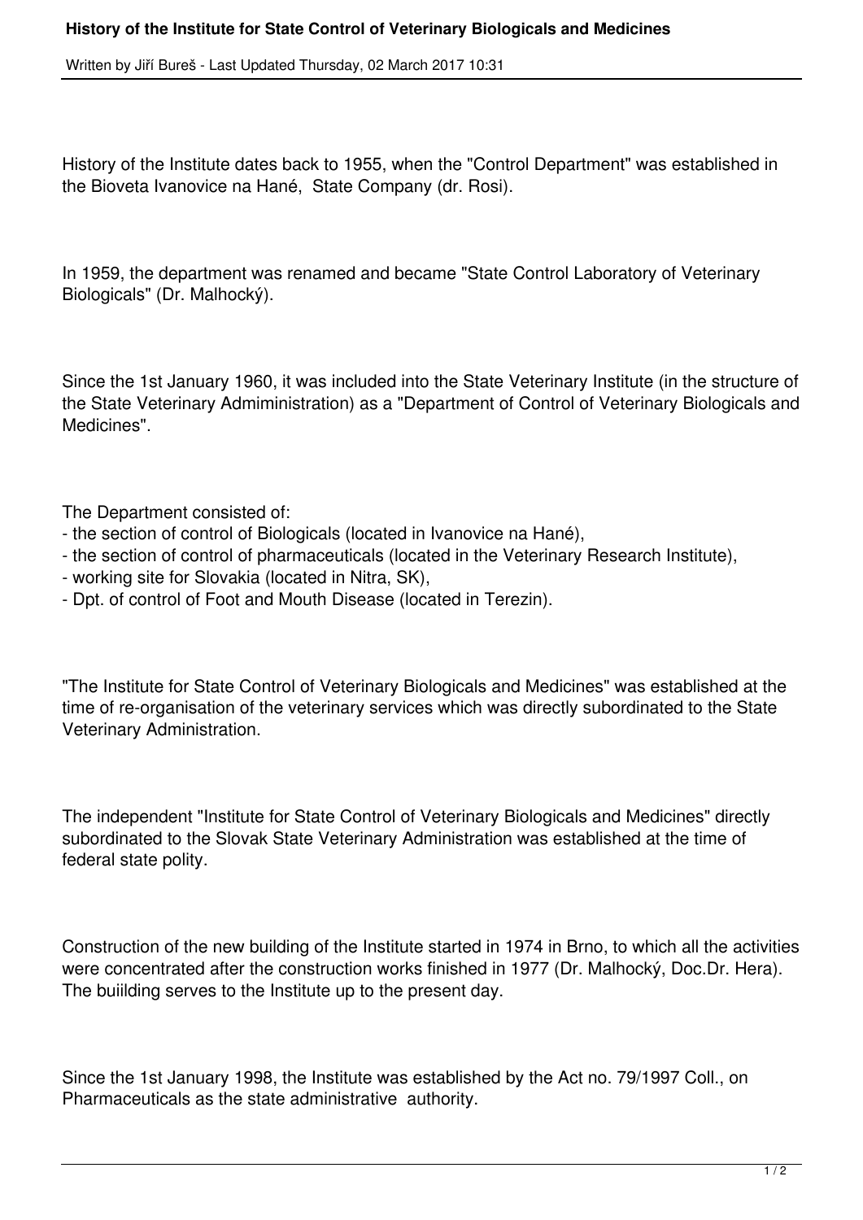# History of the Institute for State Control of Veterinary Biologicals and Medicines

Written by Jiří Bureš - Last Updated Thursday, 02 March 2017 10:31

History of the Institute dates back to 1955, when the "Control Department" was established in the Bioveta Ivanovice na Hané, State Company (dr. Rosi).

In 1959, the department was renamed and became "State Control Laboratory of Veterinary Biologicals" (Dr. Malhocký).

Since the 1st January 1960, it was included into the State Veterinary Institute (in the structure of the State Veterinary Admiministration) as a "Department of Control of Veterinary Biologicals and Medicines".

The Department consisted of:
- the section of control of Biologicals (located in Ivanovice na Hané),
- the section of control of pharmaceuticals (located in the Veterinary Research Institute),
- working site for Slovakia (located in Nitra, SK),
- Dpt. of control of Foot and Mouth Disease (located in Terezin).

"The Institute for State Control of Veterinary Biologicals and Medicines" was established at the time of re-organisation of the veterinary services which was directly subordinated to the State Veterinary Administration.

The independent "Institute for State Control of Veterinary Biologicals and Medicines" directly subordinated to the Slovak State Veterinary Administration was established at the time of federal state polity.

Construction of the new building of the Institute started in 1974 in Brno, to which all the activities were concentrated after the construction works finished in 1977 (Dr. Malhocký, Doc.Dr. Hera). The buiilding serves to the Institute up to the present day.

Since the 1st January 1998, the Institute was established by the Act no. 79/1997 Coll., on Pharmaceuticals as the state administrative authority.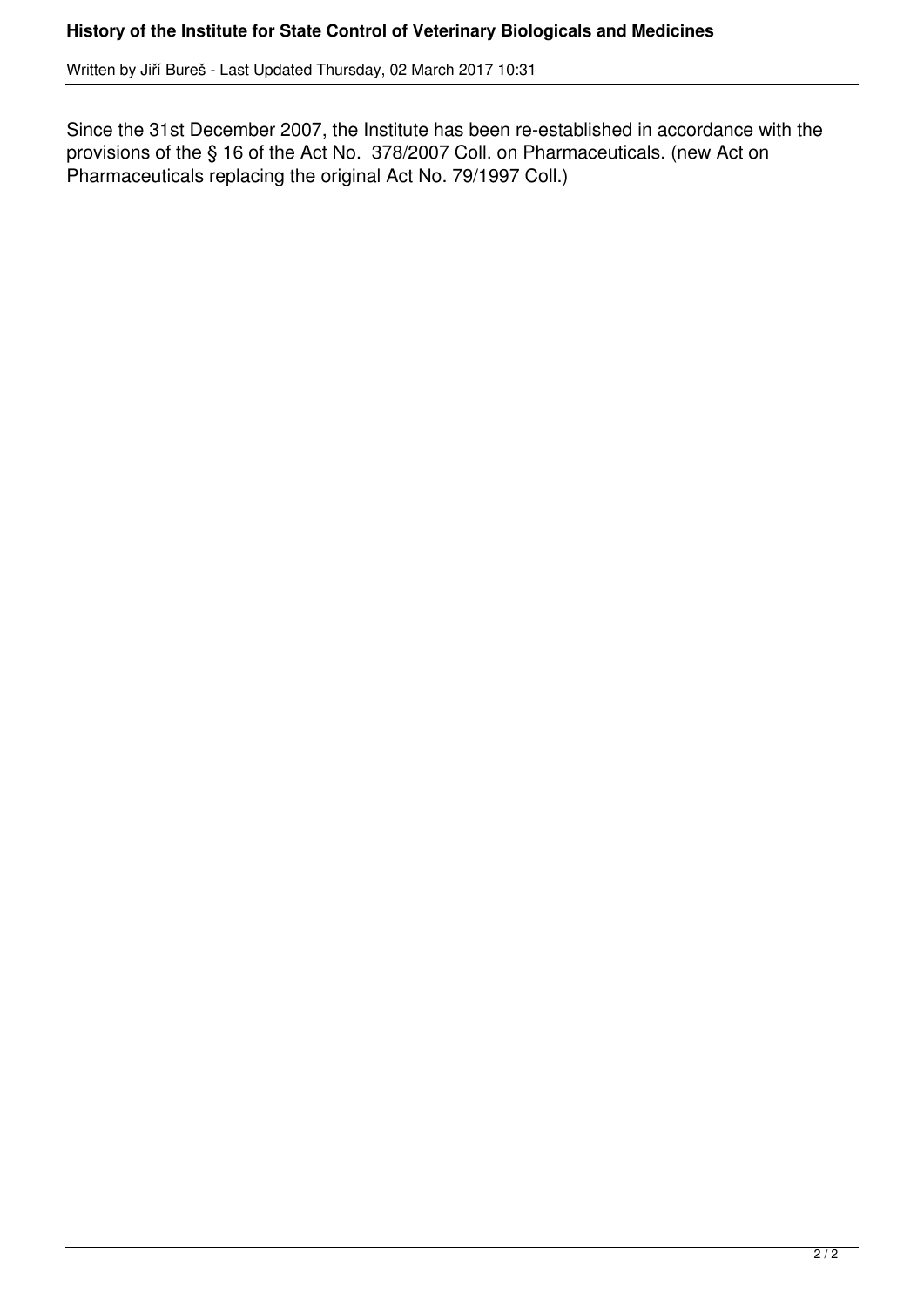Since the 31st December 2007, the Institute has been re-established in accordance with the provisions of the § 16 of the Act No.  378/2007 Coll. on Pharmaceuticals. (new Act on Pharmaceuticals replacing the original Act No. 79/1997 Coll.)